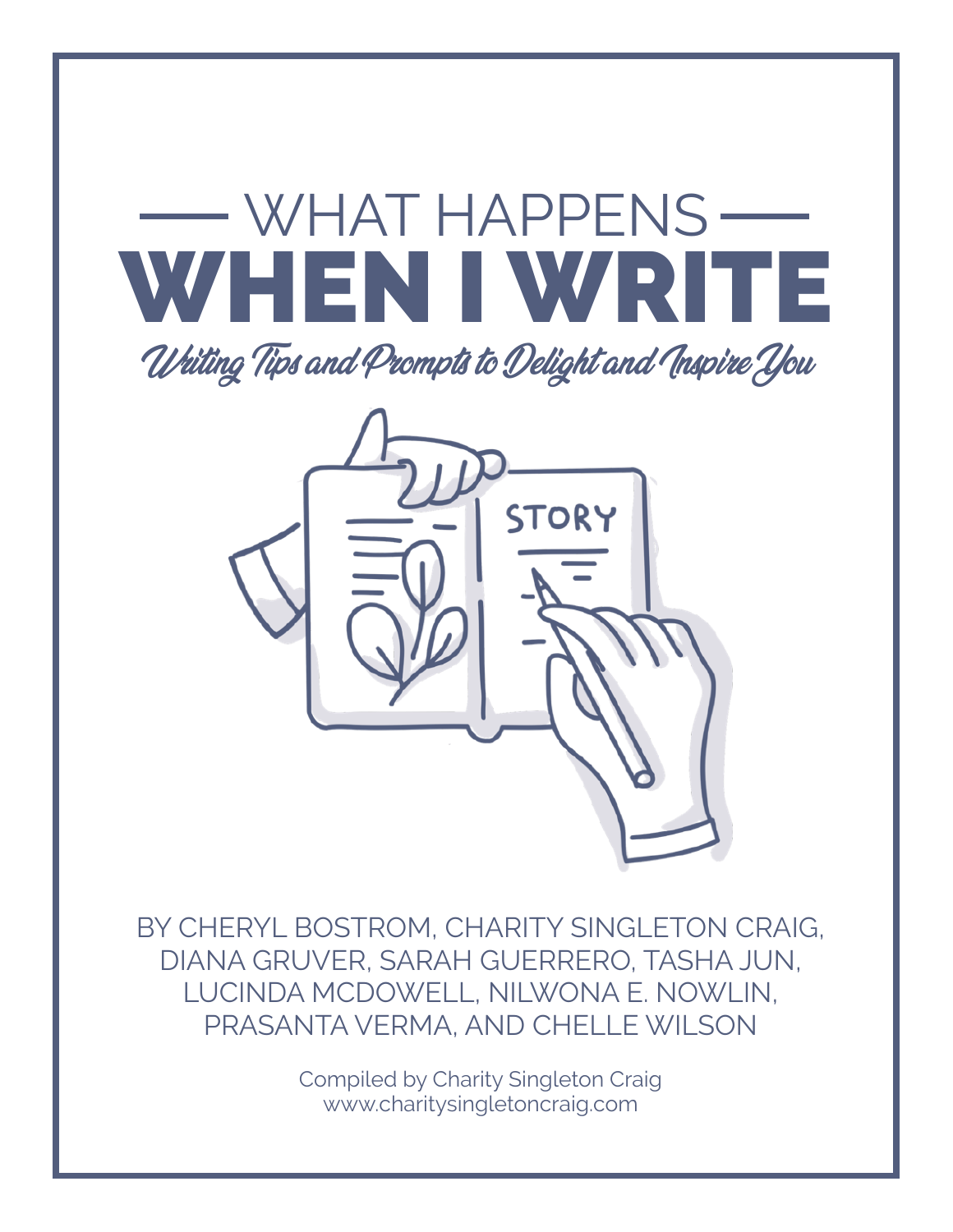# WHAT HAPPENS WHEN I WRITE

*Writing Tips and Prompts to Delight and Inspire You*

STORY

BY CHERYL BOSTROM, CHARITY SINGLETON CRAIG, DIANA GRUVER, SARAH GUERRERO, TASHA JUN, LUCINDA MCDOWELL, NILWONA E. NOWLIN, PRASANTA VERMA, AND CHELLE WILSON

Compiled by Charity Singleton Craig
www.charitysingletoncraig.com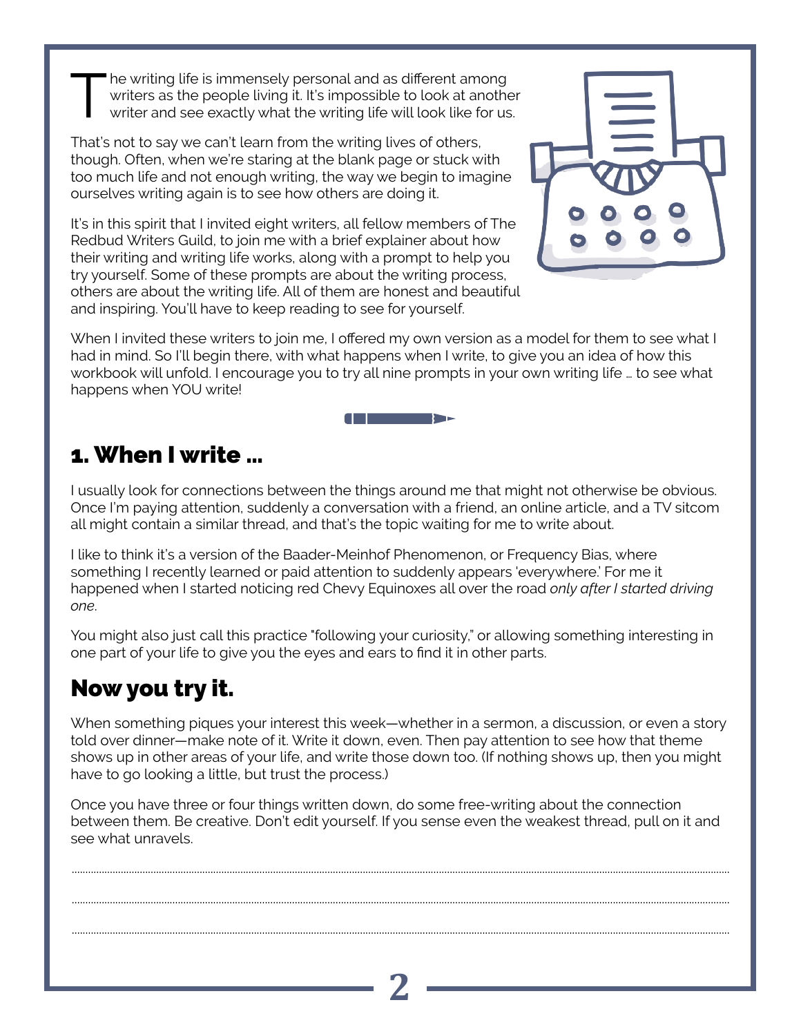The writing life is immensely personal and as different among writers as the people living it. It's impossible to look at another writer and see exactly what the writing life will look like for us.

That's not to say we can't learn from the writing lives of others, though. Often, when we're staring at the blank page or stuck with too much life and not enough writing, the way we begin to imagine ourselves writing again is to see how others are doing it.

It's in this spirit that I invited eight writers, all fellow members of The Redbud Writers Guild, to join me with a brief explainer about how their writing and writing life works, along with a prompt to help you try yourself. Some of these prompts are about the writing process, others are about the writing life. All of them are honest and beautiful and inspiring. You'll have to keep reading to see for yourself.

When I invited these writers to join me, I offered my own version as a model for them to see what I had in mind. So I'll begin there, with what happens when I write, to give you an idea of how this workbook will unfold. I encourage you to try all nine prompts in your own writing life … to see what happens when YOU write!

## 1. When I write …

I usually look for connections between the things around me that might not otherwise be obvious. Once I'm paying attention, suddenly a conversation with a friend, an online article, and a TV sitcom all might contain a similar thread, and that's the topic waiting for me to write about.

I like to think it's a version of the Baader-Meinhof Phenomenon, or Frequency Bias, where something I recently learned or paid attention to suddenly appears 'everywhere.' For me it happened when I started noticing red Chevy Equinoxes all over the road *only after I started driving one*.

You might also just call this practice "following your curiosity," or allowing something interesting in one part of your life to give you the eyes and ears to find it in other parts.

## Now you try it.

When something piques your interest this week—whether in a sermon, a discussion, or even a story told over dinner—make note of it. Write it down, even. Then pay attention to see how that theme shows up in other areas of your life, and write those down too. (If nothing shows up, then you might have to go looking a little, but trust the process.)

Once you have three or four things written down, do some free-writing about the connection between them. Be creative. Don't edit yourself. If you sense even the weakest thread, pull on it and see what unravels.

.......................................................................................................

.......................................................................................................

.......................................................................................................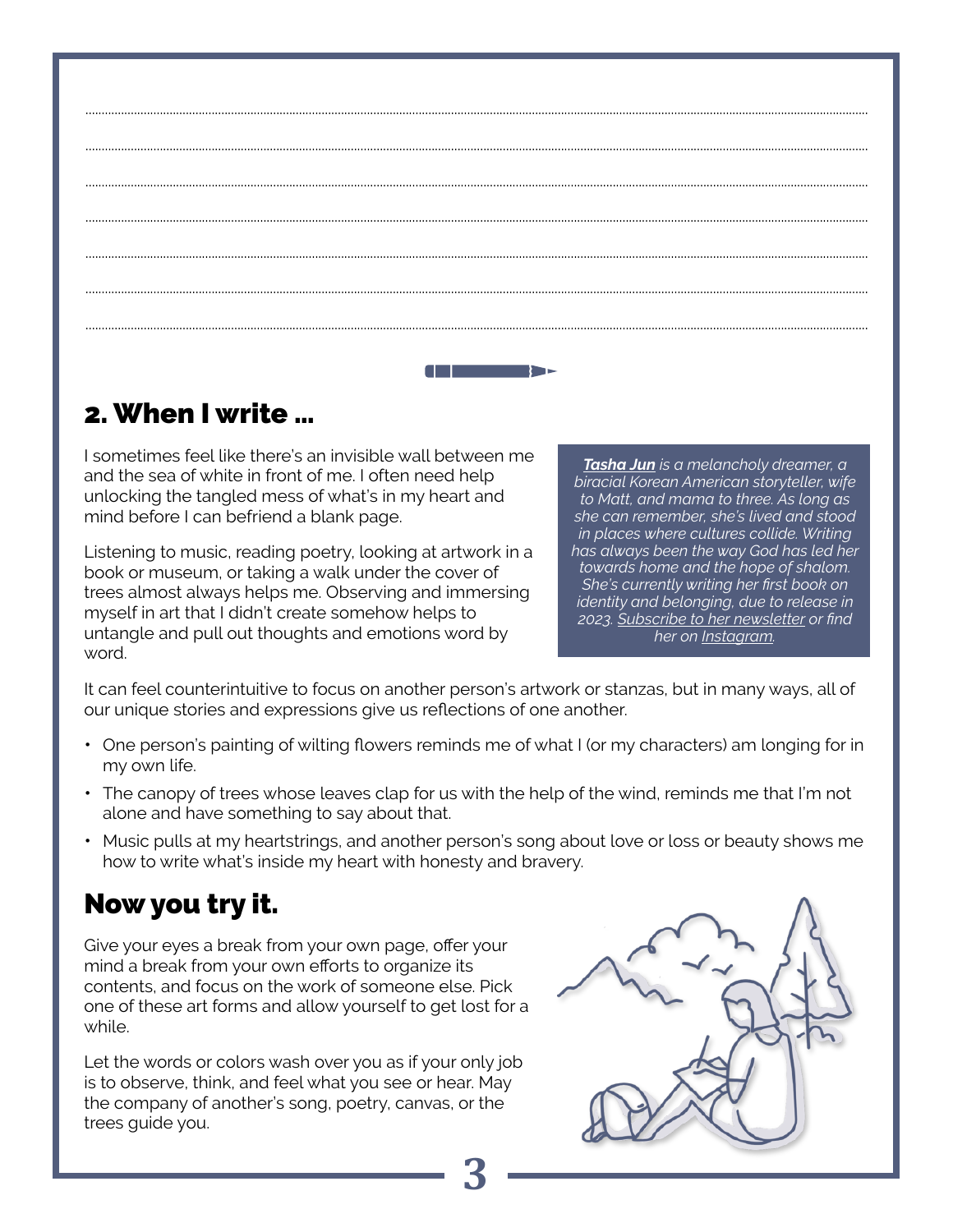## 2. When I write ...

I sometimes feel like there's an invisible wall between me and the sea of white in front of me. I often need help unlocking the tangled mess of what's in my heart and mind before I can befriend a blank page.

Listening to music, reading poetry, looking at artwork in a book or museum, or taking a walk under the cover of trees almost always helps me. Observing and immersing myself in art that I didn't create somehow helps to untangle and pull out thoughts and emotions word by word.

*__Tasha Jun__ is a melancholy dreamer, a biracial Korean American storyteller, wife to Matt, and mama to three. As long as she can remember, she's lived and stood in places where cultures collide. Writing has always been the way God has led her towards home and the hope of shalom. She's currently writing her first book on identity and belonging, due to release in 2023. Subscribe to her newsletter or find her on Instagram.*

It can feel counterintuitive to focus on another person's artwork or stanzas, but in many ways, all of our unique stories and expressions give us reflections of one another.

- One person's painting of wilting flowers reminds me of what I (or my characters) am longing for in my own life.
- The canopy of trees whose leaves clap for us with the help of the wind, reminds me that I'm not alone and have something to say about that.
- Music pulls at my heartstrings, and another person's song about love or loss or beauty shows me how to write what's inside my heart with honesty and bravery.

## Now you try it.

Give your eyes a break from your own page, offer your mind a break from your own efforts to organize its contents, and focus on the work of someone else. Pick one of these art forms and allow yourself to get lost for a while.

Let the words or colors wash over you as if your only job is to observe, think, and feel what you see or hear. May the company of another's song, poetry, canvas, or the trees guide you.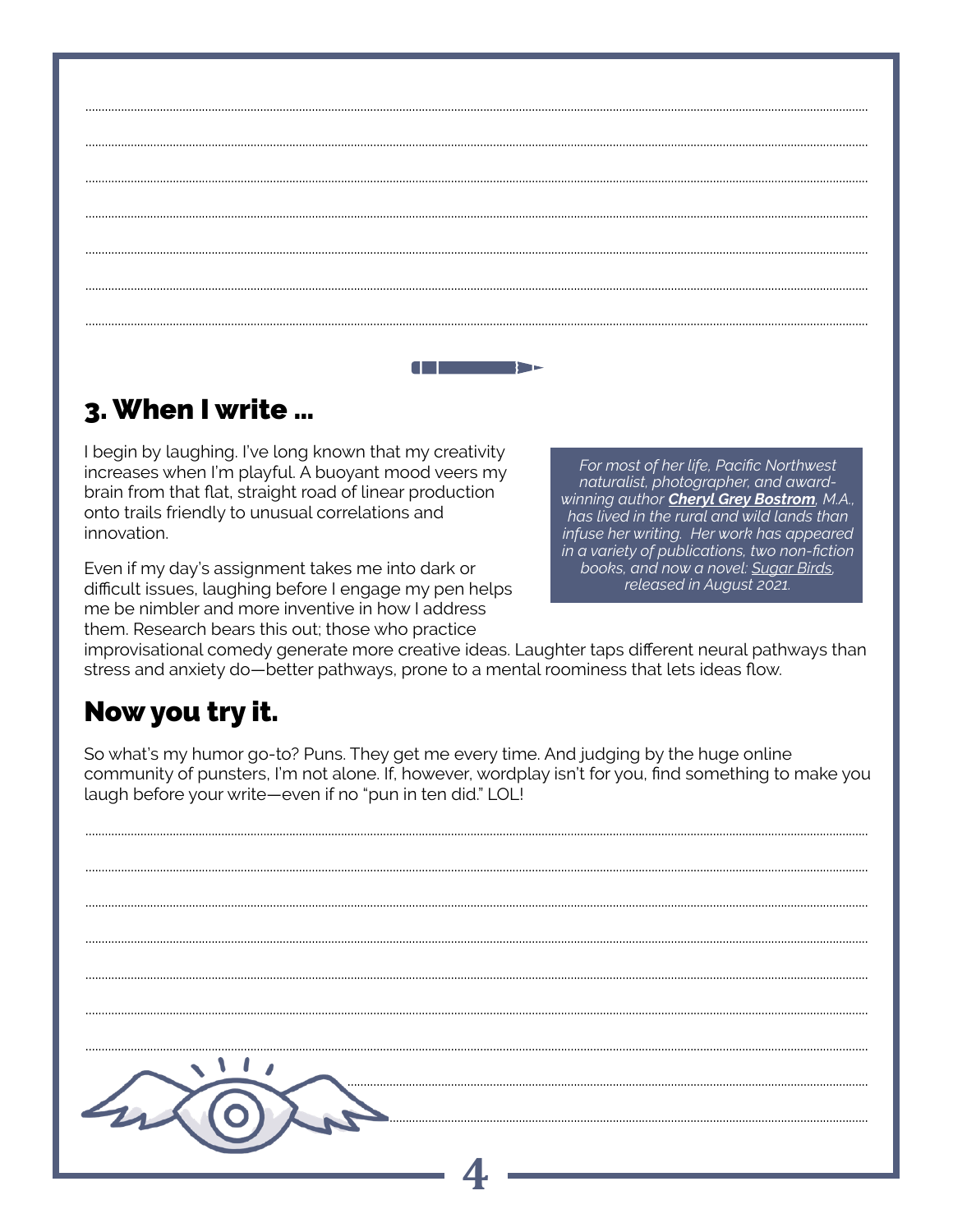## 3. When I write ...

I begin by laughing. I've long known that my creativity increases when I'm playful. A buoyant mood veers my brain from that flat, straight road of linear production onto trails friendly to unusual correlations and innovation.

Even if my day's assignment takes me into dark or difficult issues, laughing before I engage my pen helps me be nimbler and more inventive in how I address them. Research bears this out; those who practice improvisational comedy generate more creative ideas. Laughter taps different neural pathways than stress and anxiety do—better pathways, prone to a mental roominess that lets ideas flow.

*For most of her life, Pacific Northwest naturalist, photographer, and award-winning author **Cheryl Grey Bostrom**, M.A., has lived in the rural and wild lands than infuse her writing. Her work has appeared in a variety of publications, two non-fiction books, and now a novel: Sugar Birds, released in August 2021.*

## Now you try it.

So what's my humor go-to? Puns. They get me every time. And judging by the huge online community of punsters, I'm not alone. If, however, wordplay isn't for you, find something to make you laugh before your write—even if no "pun in ten did." LOL!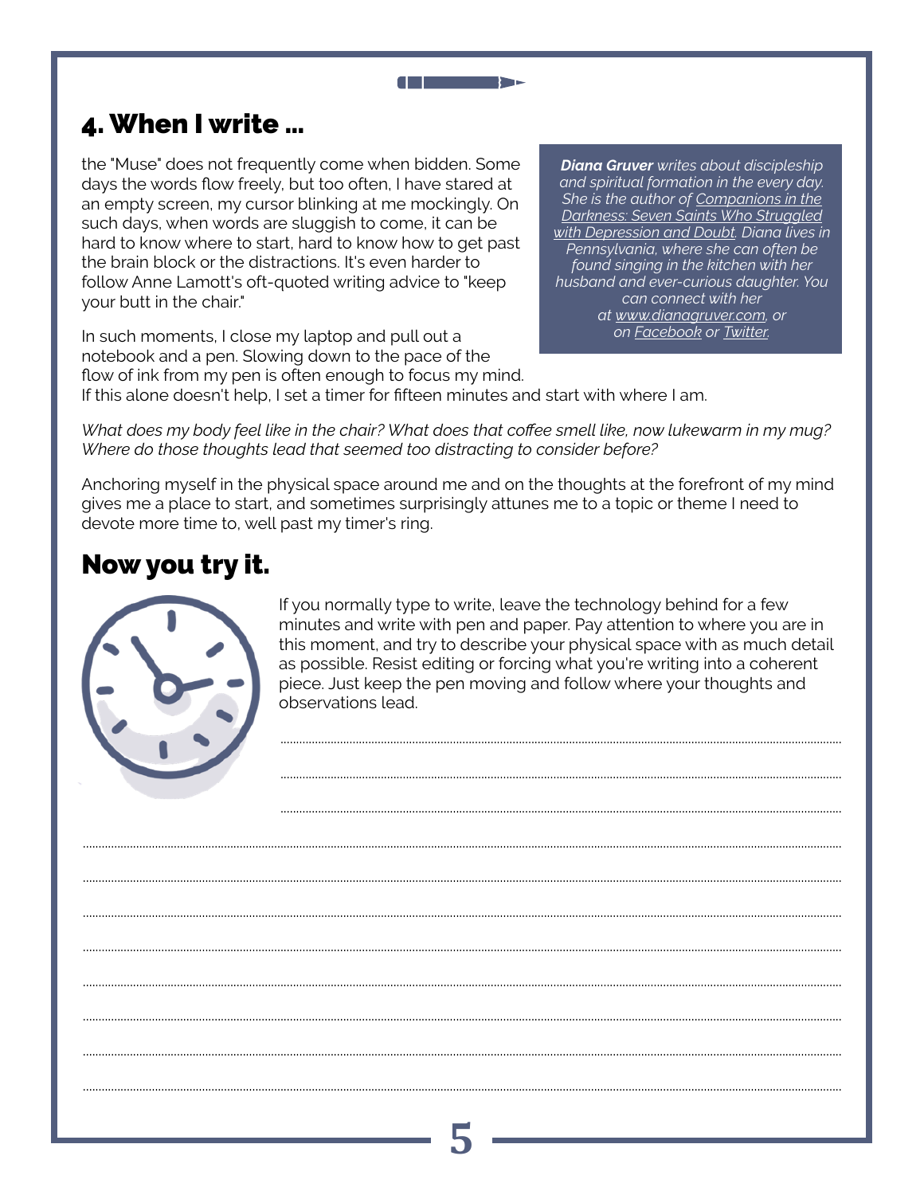## 4. When I write ...

the "Muse" does not frequently come when bidden. Some days the words flow freely, but too often, I have stared at an empty screen, my cursor blinking at me mockingly. On such days, when words are sluggish to come, it can be hard to know where to start, hard to know how to get past the brain block or the distractions. It's even harder to follow Anne Lamott's oft-quoted writing advice to "keep your butt in the chair."

*__Diana Gruver__ writes about discipleship and spiritual formation in the every day. She is the author of Companions in the Darkness: Seven Saints Who Struggled with Depression and Doubt. Diana lives in Pennsylvania, where she can often be found singing in the kitchen with her husband and ever-curious daughter. You can connect with her at www.dianagruver.com, or on Facebook or Twitter.*

In such moments, I close my laptop and pull out a notebook and a pen. Slowing down to the pace of the flow of ink from my pen is often enough to focus my mind. If this alone doesn't help, I set a timer for fifteen minutes and start with where I am.

*What does my body feel like in the chair? What does that coffee smell like, now lukewarm in my mug? Where do those thoughts lead that seemed too distracting to consider before?*

Anchoring myself in the physical space around me and on the thoughts at the forefront of my mind gives me a place to start, and sometimes surprisingly attunes me to a topic or theme I need to devote more time to, well past my timer's ring.

## Now you try it.

If you normally type to write, leave the technology behind for a few minutes and write with pen and paper. Pay attention to where you are in this moment, and try to describe your physical space with as much detail as possible. Resist editing or forcing what you're writing into a coherent piece. Just keep the pen moving and follow where your thoughts and observations lead.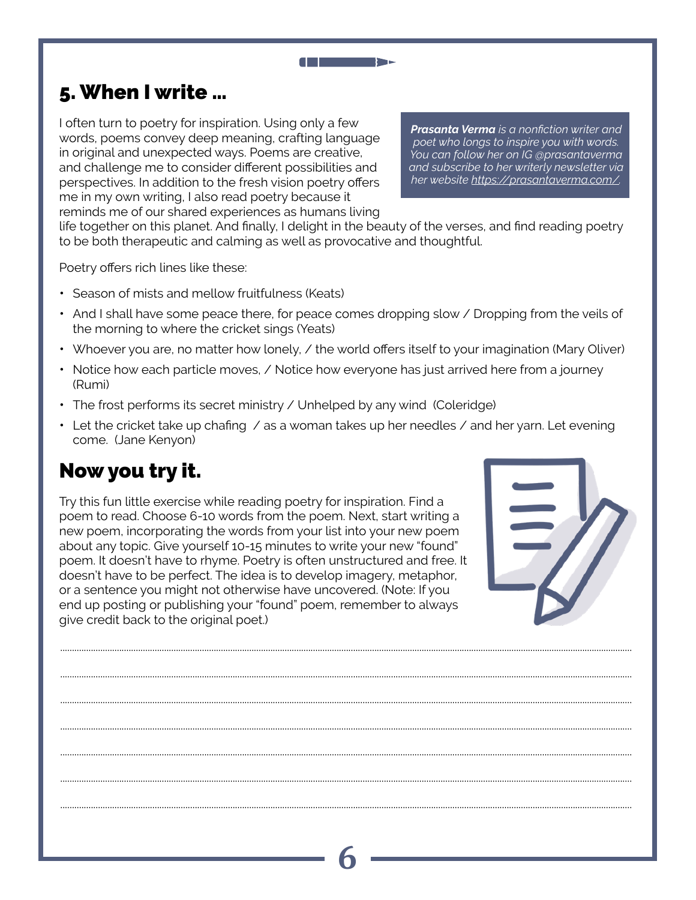## 5. When I write ...

*__Prasanta Verma__ is a nonfiction writer and poet who longs to inspire you with words. You can follow her on IG @prasantaverma and subscribe to her writerly newsletter via her website https://prasantaverma.com/.*

I often turn to poetry for inspiration. Using only a few words, poems convey deep meaning, crafting language in original and unexpected ways. Poems are creative, and challenge me to consider different possibilities and perspectives. In addition to the fresh vision poetry offers me in my own writing, I also read poetry because it reminds me of our shared experiences as humans living life together on this planet. And finally, I delight in the beauty of the verses, and find reading poetry to be both therapeutic and calming as well as provocative and thoughtful.

Poetry offers rich lines like these:

- Season of mists and mellow fruitfulness (Keats)
- And I shall have some peace there, for peace comes dropping slow / Dropping from the veils of the morning to where the cricket sings (Yeats)
- Whoever you are, no matter how lonely, / the world offers itself to your imagination (Mary Oliver)
- Notice how each particle moves, / Notice how everyone has just arrived here from a journey (Rumi)
- The frost performs its secret ministry / Unhelped by any wind (Coleridge)
- Let the cricket take up chafing / as a woman takes up her needles / and her yarn. Let evening come. (Jane Kenyon)

## Now you try it.

Try this fun little exercise while reading poetry for inspiration. Find a poem to read. Choose 6-10 words from the poem. Next, start writing a new poem, incorporating the words from your list into your new poem about any topic. Give yourself 10-15 minutes to write your new "found" poem. It doesn't have to rhyme. Poetry is often unstructured and free. It doesn't have to be perfect. The idea is to develop imagery, metaphor, or a sentence you might not otherwise have uncovered. (Note: If you end up posting or publishing your "found" poem, remember to always give credit back to the original poet.)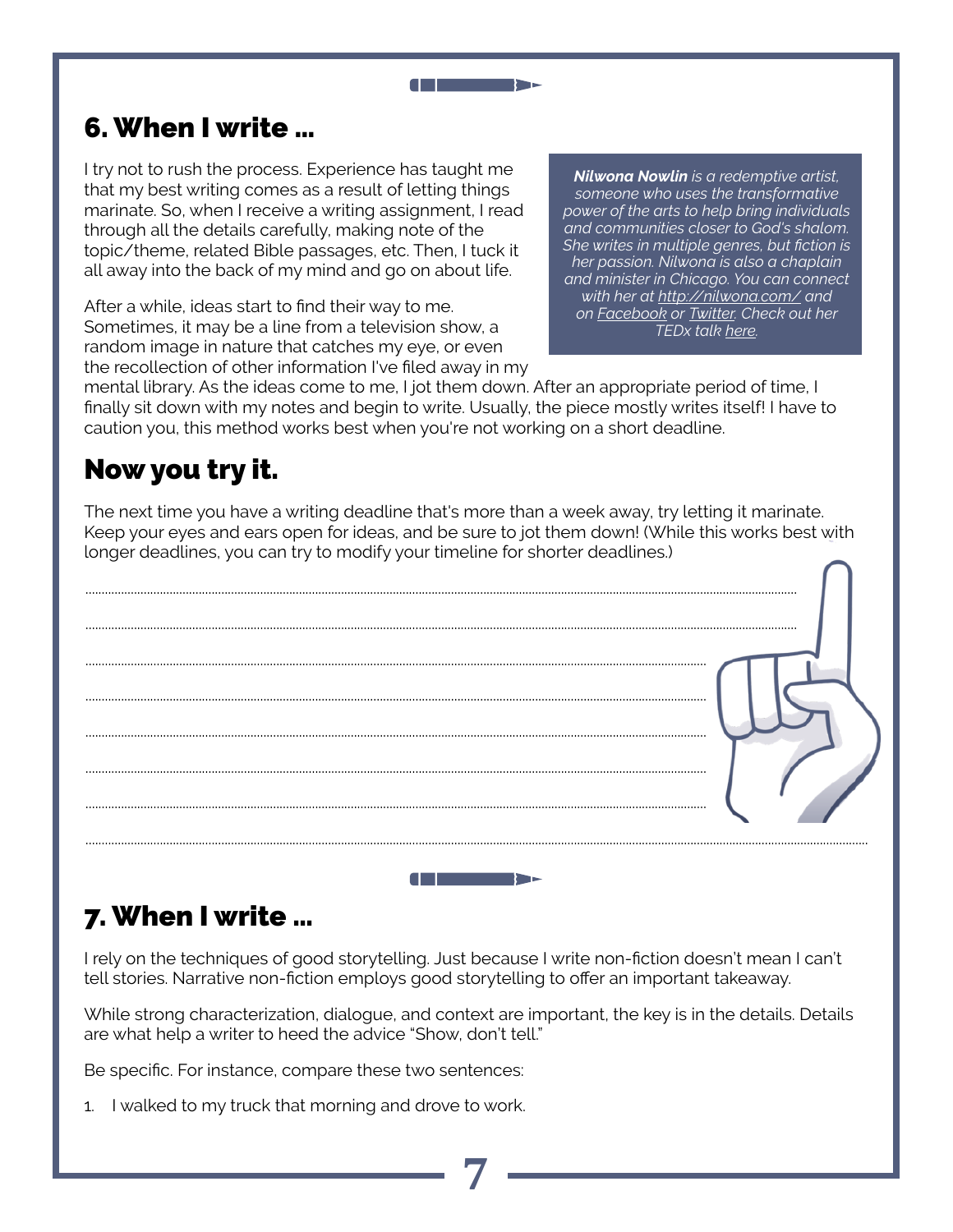## 6. When I write …

I try not to rush the process. Experience has taught me that my best writing comes as a result of letting things marinate. So, when I receive a writing assignment, I read through all the details carefully, making note of the topic/theme, related Bible passages, etc. Then, I tuck it all away into the back of my mind and go on about life.

After a while, ideas start to find their way to me. Sometimes, it may be a line from a television show, a random image in nature that catches my eye, or even the recollection of other information I've filed away in my mental library. As the ideas come to me, I jot them down. After an appropriate period of time, I finally sit down with my notes and begin to write. Usually, the piece mostly writes itself! I have to caution you, this method works best when you're not working on a short deadline.

> ***Nilwona Nowlin*** *is a redemptive artist, someone who uses the transformative power of the arts to help bring individuals and communities closer to God's shalom. She writes in multiple genres, but fiction is her passion. Nilwona is also a chaplain and minister in Chicago. You can connect with her at [http://nilwona.com/](http://nilwona.com/) and on [Facebook]() or [Twitter](). Check out her TEDx talk [here]().*

## Now you try it.

The next time you have a writing deadline that's more than a week away, try letting it marinate. Keep your eyes and ears open for ideas, and be sure to jot them down! (While this works best with longer deadlines, you can try to modify your timeline for shorter deadlines.)

................................................................................................................................................

................................................................................................................................................

................................................................................................................................................

................................................................................................................................................

................................................................................................................................................

................................................................................................................................................

................................................................................................................................................

................................................................................................................................................

## 7. When I write …

I rely on the techniques of good storytelling. Just because I write non-fiction doesn't mean I can't tell stories. Narrative non-fiction employs good storytelling to offer an important takeaway.

While strong characterization, dialogue, and context are important, the key is in the details. Details are what help a writer to heed the advice "Show, don't tell."

Be specific. For instance, compare these two sentences:

1. I walked to my truck that morning and drove to work.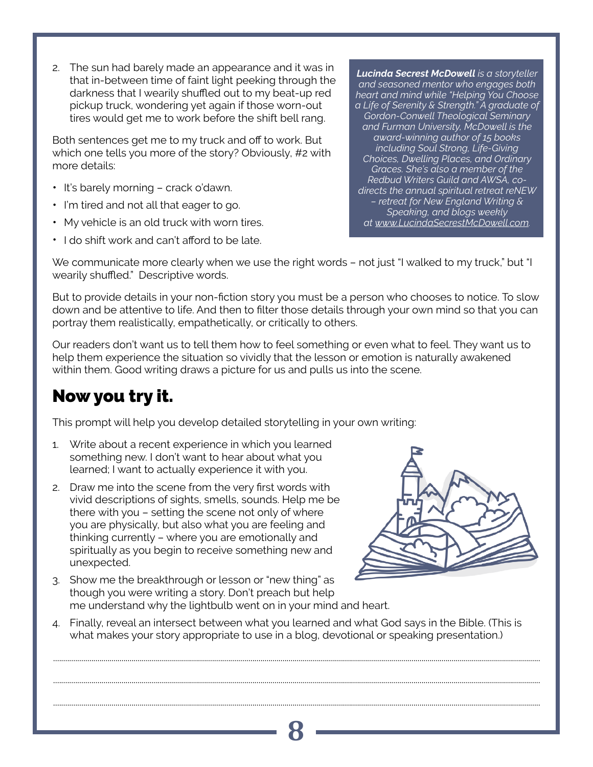2. The sun had barely made an appearance and it was in that in-between time of faint light peeking through the darkness that I wearily shuffled out to my beat-up red pickup truck, wondering yet again if those worn-out tires would get me to work before the shift bell rang.

Both sentences get me to my truck and off to work. But which one tells you more of the story? Obviously, #2 with more details:

- It's barely morning – crack o'dawn.
- I'm tired and not all that eager to go.
- My vehicle is an old truck with worn tires.
- I do shift work and can't afford to be late.

*__Lucinda Secrest McDowell__ is a storyteller and seasoned mentor who engages both heart and mind while "Helping You Choose a Life of Serenity & Strength." A graduate of Gordon-Conwell Theological Seminary and Furman University, McDowell is the award-winning author of 15 books including Soul Strong, Life-Giving Choices, Dwelling Places, and Ordinary Graces. She's also a member of the Redbud Writers Guild and AWSA, co-directs the annual spiritual retreat reNEW – retreat for New England Writing & Speaking, and blogs weekly at www.LucindaSecrestMcDowell.com.*

We communicate more clearly when we use the right words – not just "I walked to my truck," but "I wearily shuffled." Descriptive words.

But to provide details in your non-fiction story you must be a person who chooses to notice. To slow down and be attentive to life. And then to filter those details through your own mind so that you can portray them realistically, empathetically, or critically to others.

Our readers don't want us to tell them how to feel something or even what to feel. They want us to help them experience the situation so vividly that the lesson or emotion is naturally awakened within them. Good writing draws a picture for us and pulls us into the scene.

## Now you try it.

This prompt will help you develop detailed storytelling in your own writing:

1. Write about a recent experience in which you learned something new. I don't want to hear about what you learned; I want to actually experience it with you.
2. Draw me into the scene from the very first words with vivid descriptions of sights, smells, sounds. Help me be there with you – setting the scene not only of where you are physically, but also what you are feeling and thinking currently – where you are emotionally and spiritually as you begin to receive something new and unexpected.
3. Show me the breakthrough or lesson or "new thing" as though you were writing a story. Don't preach but help me understand why the lightbulb went on in your mind and heart.
4. Finally, reveal an intersect between what you learned and what God says in the Bible. (This is what makes your story appropriate to use in a blog, devotional or speaking presentation.)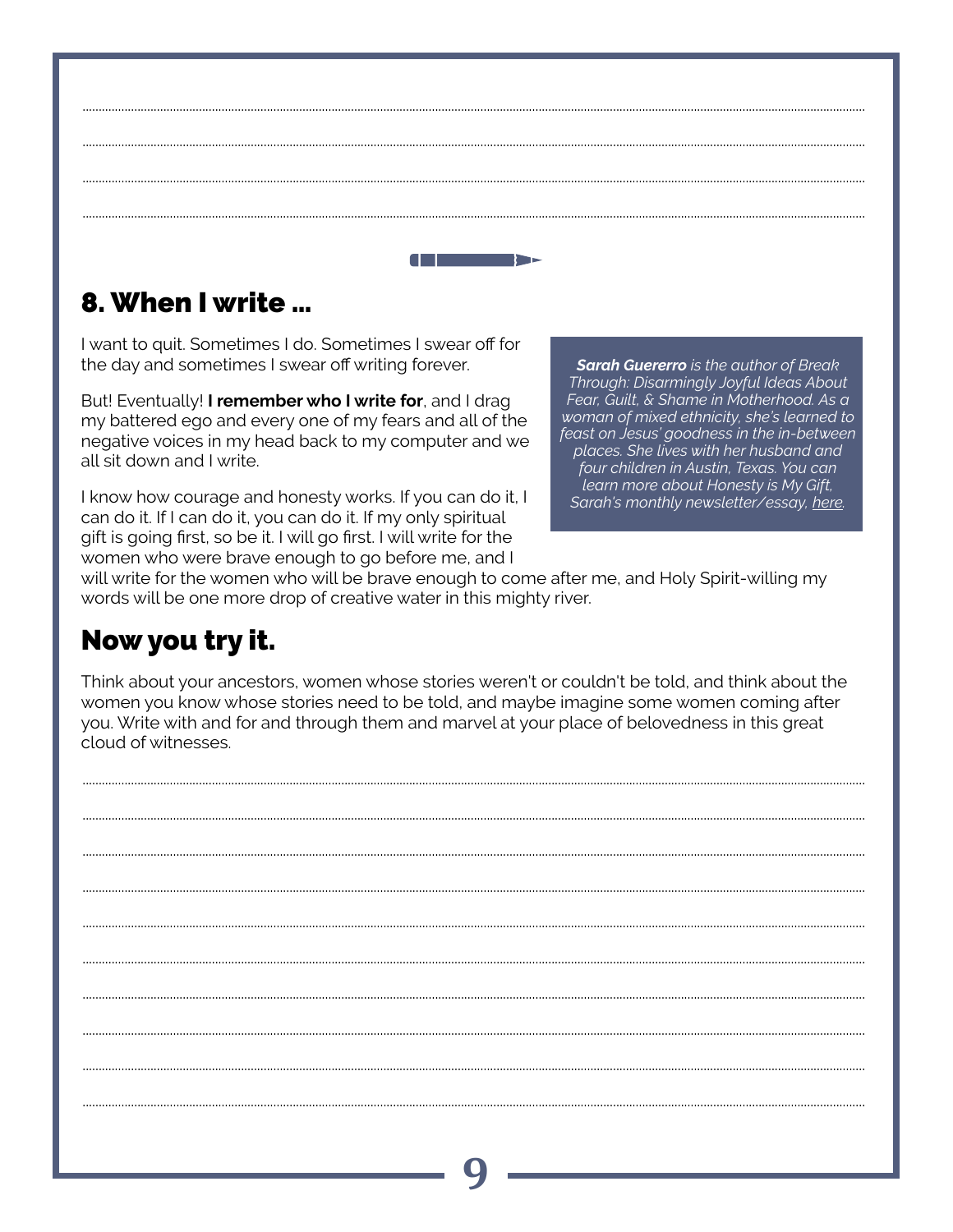## 8. When I write …

I want to quit. Sometimes I do. Sometimes I swear off for the day and sometimes I swear off writing forever.

But! Eventually! **I remember who I write for**, and I drag my battered ego and every one of my fears and all of the negative voices in my head back to my computer and we all sit down and I write.

I know how courage and honesty works. If you can do it, I can do it. If I can do it, you can do it. If my only spiritual gift is going first, so be it. I will go first. I will write for the women who were brave enough to go before me, and I will write for the women who will be brave enough to come after me, and Holy Spirit-willing my words will be one more drop of creative water in this mighty river.

> ***Sarah Guererro*** *is the author of Break Through: Disarmingly Joyful Ideas About Fear, Guilt, & Shame in Motherhood. As a woman of mixed ethnicity, she's learned to feast on Jesus' goodness in the in-between places. She lives with her husband and four children in Austin, Texas. You can learn more about Honesty is My Gift, Sarah's monthly newsletter/essay, here.*

## Now you try it.

Think about your ancestors, women whose stories weren't or couldn't be told, and think about the women you know whose stories need to be told, and maybe imagine some women coming after you. Write with and for and through them and marvel at your place of belovedness in this great cloud of witnesses.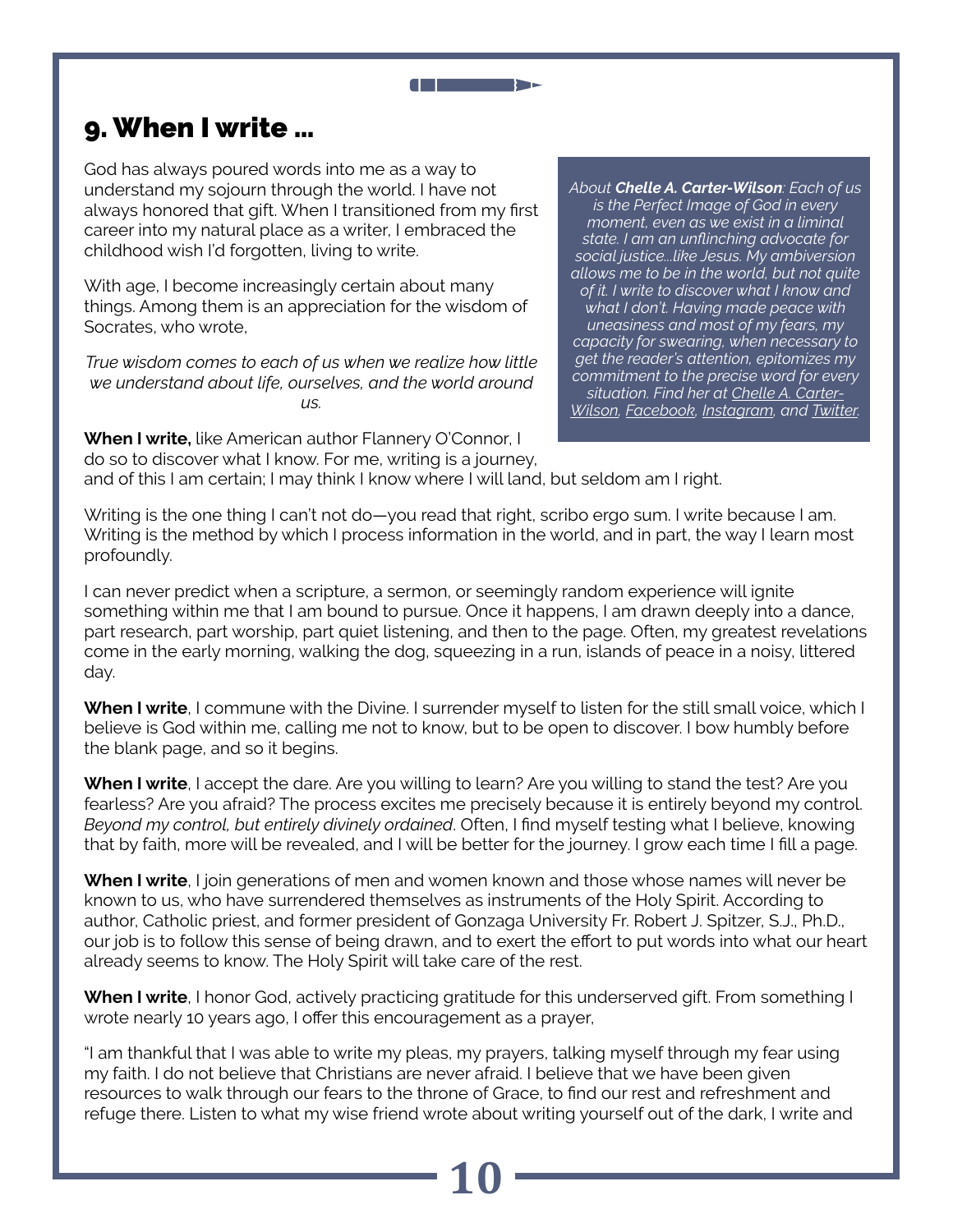## 9. When I write ...

God has always poured words into me as a way to understand my sojourn through the world. I have not always honored that gift. When I transitioned from my first career into my natural place as a writer, I embraced the childhood wish I'd forgotten, living to write.

With age, I become increasingly certain about many things. Among them is an appreciation for the wisdom of Socrates, who wrote,

*True wisdom comes to each of us when we realize how little we understand about life, ourselves, and the world around us.*

*About **Chelle A. Carter-Wilson**: Each of us is the Perfect Image of God in every moment, even as we exist in a liminal state. I am an unflinching advocate for social justice...like Jesus. My ambiversion allows me to be in the world, but not quite of it. I write to discover what I know and what I don't. Having made peace with uneasiness and most of my fears, my capacity for swearing, when necessary to get the reader's attention, epitomizes my commitment to the precise word for every situation. Find her at Chelle A. Carter-Wilson, Facebook, Instagram, and Twitter.*

**When I write,** like American author Flannery O'Connor, I do so to discover what I know. For me, writing is a journey, and of this I am certain; I may think I know where I will land, but seldom am I right.

Writing is the one thing I can't not do—you read that right, scribo ergo sum. I write because I am. Writing is the method by which I process information in the world, and in part, the way I learn most profoundly.

I can never predict when a scripture, a sermon, or seemingly random experience will ignite something within me that I am bound to pursue. Once it happens, I am drawn deeply into a dance, part research, part worship, part quiet listening, and then to the page. Often, my greatest revelations come in the early morning, walking the dog, squeezing in a run, islands of peace in a noisy, littered day.

**When I write**, I commune with the Divine. I surrender myself to listen for the still small voice, which I believe is God within me, calling me not to know, but to be open to discover. I bow humbly before the blank page, and so it begins.

**When I write**, I accept the dare. Are you willing to learn? Are you willing to stand the test? Are you fearless? Are you afraid? The process excites me precisely because it is entirely beyond my control. *Beyond my control, but entirely divinely ordained*. Often, I find myself testing what I believe, knowing that by faith, more will be revealed, and I will be better for the journey. I grow each time I fill a page.

**When I write**, I join generations of men and women known and those whose names will never be known to us, who have surrendered themselves as instruments of the Holy Spirit. According to author, Catholic priest, and former president of Gonzaga University Fr. Robert J. Spitzer, S.J., Ph.D., our job is to follow this sense of being drawn, and to exert the effort to put words into what our heart already seems to know. The Holy Spirit will take care of the rest.

**When I write**, I honor God, actively practicing gratitude for this underserved gift. From something I wrote nearly 10 years ago, I offer this encouragement as a prayer,

"I am thankful that I was able to write my pleas, my prayers, talking myself through my fear using my faith. I do not believe that Christians are never afraid. I believe that we have been given resources to walk through our fears to the throne of Grace, to find our rest and refreshment and refuge there. Listen to what my wise friend wrote about writing yourself out of the dark, I write and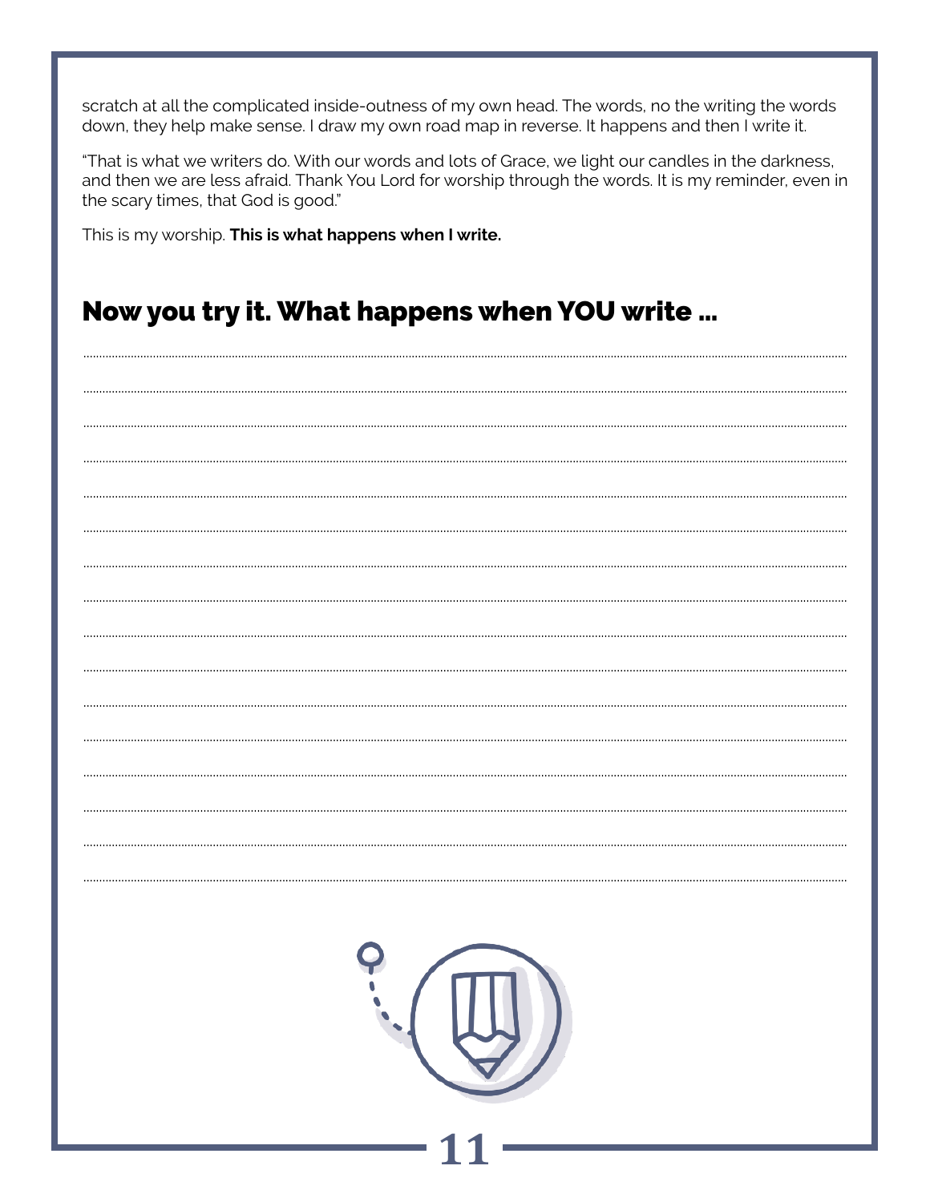scratch at all the complicated inside-outness of my own head. The words, no the writing the words down, they help make sense. I draw my own road map in reverse. It happens and then I write it.

"That is what we writers do. With our words and lots of Grace, we light our candles in the darkness, and then we are less afraid. Thank You Lord for worship through the words. It is my reminder, even in the scary times, that God is good."

This is my worship. **This is what happens when I write.**

## Now you try it. What happens when YOU write ...